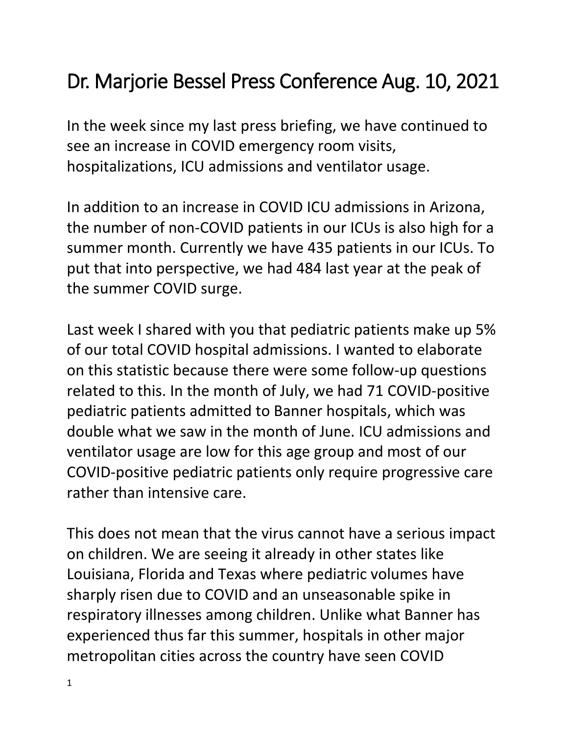# Dr. Marjorie Bessel Press Conference Aug. 10, 2021

In the week since my last press briefing, we have continued to see an increase in COVID emergency room visits, hospitalizations, ICU admissions and ventilator usage.

In addition to an increase in COVID ICU admissions in Arizona, the number of non-COVID patients in our ICUs is also high for a summer month. Currently we have 435 patients in our ICUs. To put that into perspective, we had 484 last year at the peak of the summer COVID surge.

Last week I shared with you that pediatric patients make up 5% of our total COVID hospital admissions. I wanted to elaborate on this statistic because there were some follow-up questions related to this. In the month of July, we had 71 COVID-positive pediatric patients admitted to Banner hospitals, which was double what we saw in the month of June. ICU admissions and ventilator usage are low for this age group and most of our COVID-positive pediatric patients only require progressive care rather than intensive care.

This does not mean that the virus cannot have a serious impact on children. We are seeing it already in other states like Louisiana, Florida and Texas where pediatric volumes have sharply risen due to COVID and an unseasonable spike in respiratory illnesses among children. Unlike what Banner has experienced thus far this summer, hospitals in other major metropolitan cities across the country have seen COVID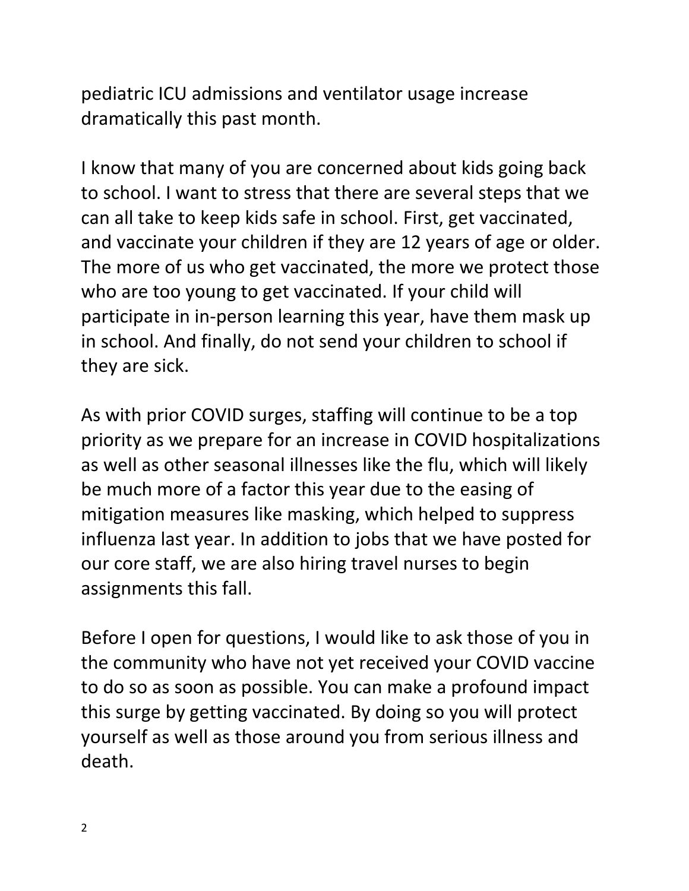pediatric ICU admissions and ventilator usage increase dramatically this past month.

I know that many of you are concerned about kids going back to school. I want to stress that there are several steps that we can all take to keep kids safe in school. First, get vaccinated, and vaccinate your children if they are 12 years of age or older. The more of us who get vaccinated, the more we protect those who are too young to get vaccinated. If your child will participate in in-person learning this year, have them mask up in school. And finally, do not send your children to school if they are sick.

As with prior COVID surges, staffing will continue to be a top priority as we prepare for an increase in COVID hospitalizations as well as other seasonal illnesses like the flu, which will likely be much more of a factor this year due to the easing of mitigation measures like masking, which helped to suppress influenza last year. In addition to jobs that we have posted for our core staff, we are also hiring travel nurses to begin assignments this fall.

Before I open for questions, I would like to ask those of you in the community who have not yet received your COVID vaccine to do so as soon as possible. You can make a profound impact this surge by getting vaccinated. By doing so you will protect yourself as well as those around you from serious illness and death.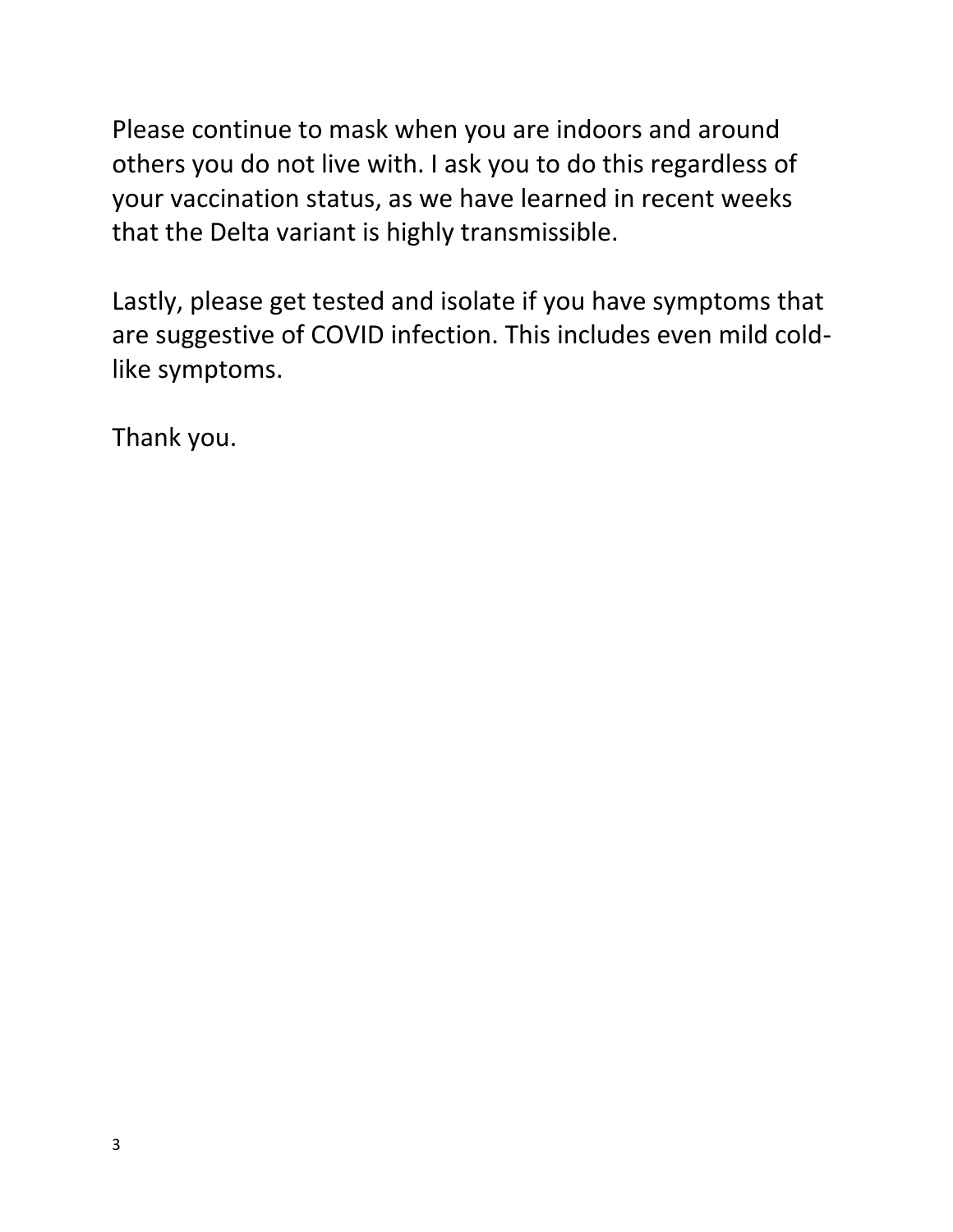Please continue to mask when you are indoors and around others you do not live with. I ask you to do this regardless of your vaccination status, as we have learned in recent weeks that the Delta variant is highly transmissible.

Lastly, please get tested and isolate if you have symptoms that are suggestive of COVID infection. This includes even mild cold-like symptoms.

Thank you.